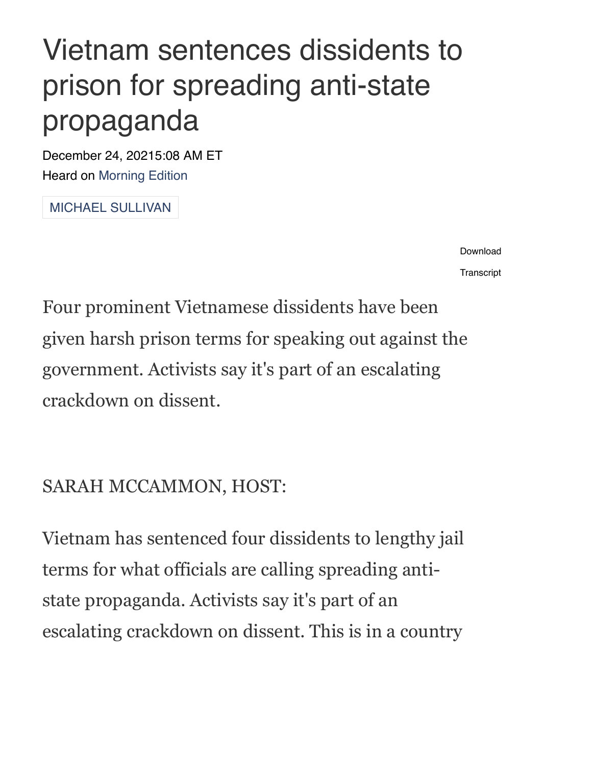# Vietnam sentences dissidents to prison for spreading anti-state propaganda

December 24, 20215:08 AM ET

Heard on Morning Edition

MICHAEL SULLIVAN

Download

Transcript

Four prominent Vietnamese dissidents have been given harsh prison terms for speaking out against the government. Activists say it's part of an escalating crackdown on dissent.

SARAH MCCAMMON, HOST:

Vietnam has sentenced four dissidents to lengthy jail terms for what officials are calling spreading anti-state propaganda. Activists say it's part of an escalating crackdown on dissent. This is in a country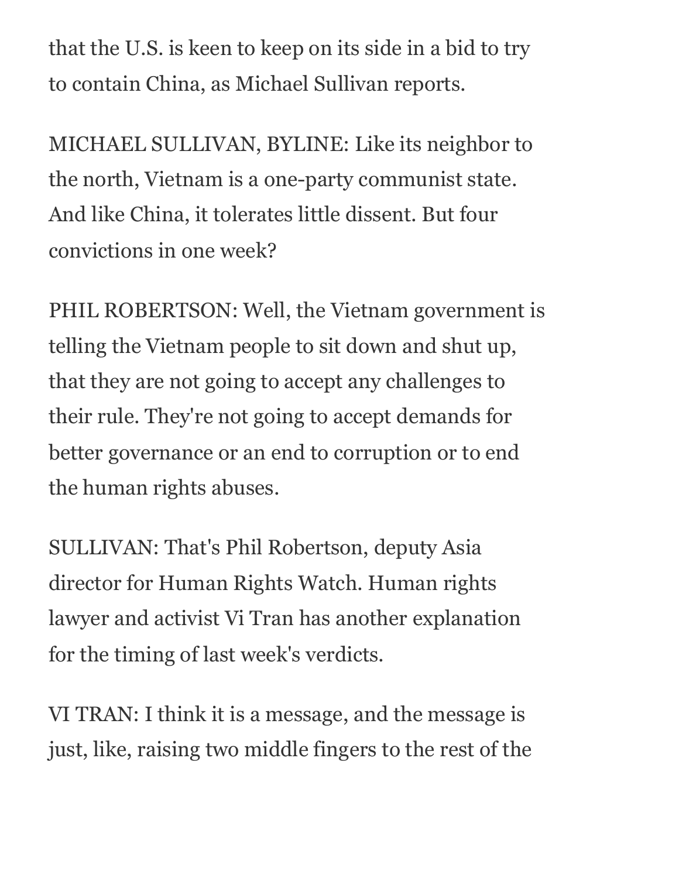that the U.S. is keen to keep on its side in a bid to try to contain China, as Michael Sullivan reports.

MICHAEL SULLIVAN, BYLINE: Like its neighbor to the north, Vietnam is a one-party communist state. And like China, it tolerates little dissent. But four convictions in one week?

PHIL ROBERTSON: Well, the Vietnam government is telling the Vietnam people to sit down and shut up, that they are not going to accept any challenges to their rule. They're not going to accept demands for better governance or an end to corruption or to end the human rights abuses.

SULLIVAN: That's Phil Robertson, deputy Asia director for Human Rights Watch. Human rights lawyer and activist Vi Tran has another explanation for the timing of last week's verdicts.

VI TRAN: I think it is a message, and the message is just, like, raising two middle fingers to the rest of the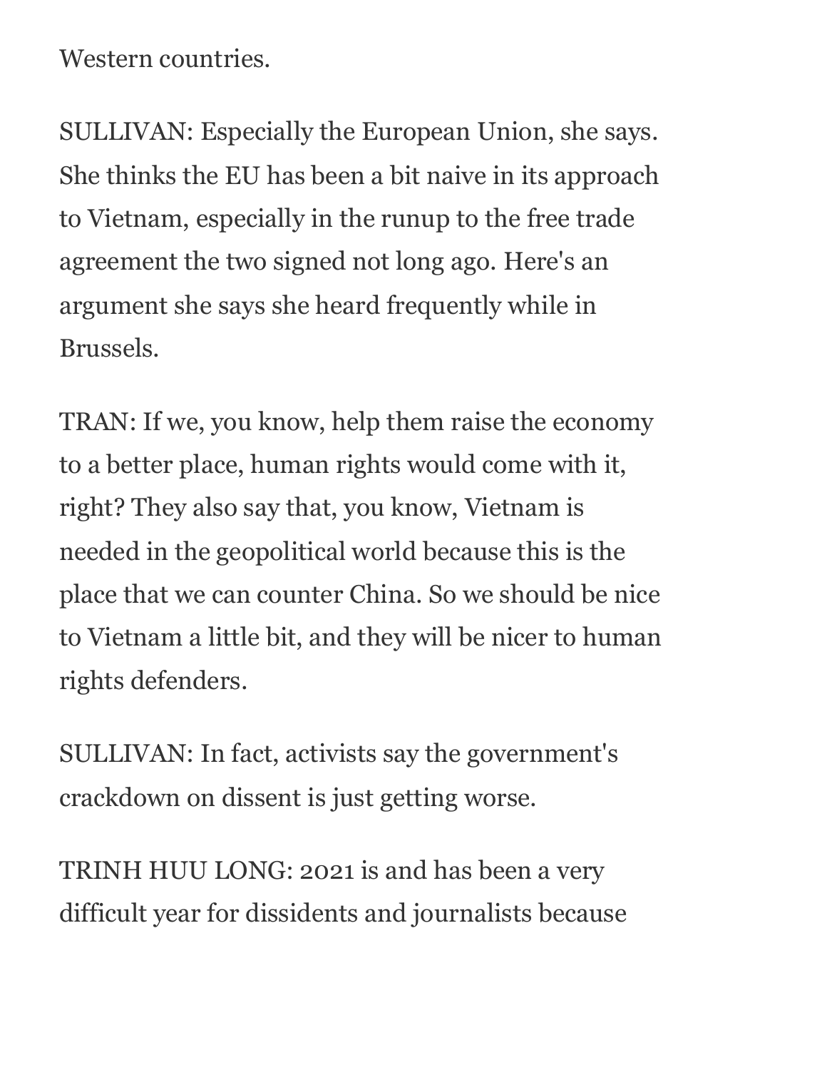Western countries.

SULLIVAN: Especially the European Union, she says. She thinks the EU has been a bit naive in its approach to Vietnam, especially in the runup to the free trade agreement the two signed not long ago. Here's an argument she says she heard frequently while in Brussels.

TRAN: If we, you know, help them raise the economy to a better place, human rights would come with it, right? They also say that, you know, Vietnam is needed in the geopolitical world because this is the place that we can counter China. So we should be nice to Vietnam a little bit, and they will be nicer to human rights defenders.

SULLIVAN: In fact, activists say the government's crackdown on dissent is just getting worse.

TRINH HUU LONG: 2021 is and has been a very difficult year for dissidents and journalists because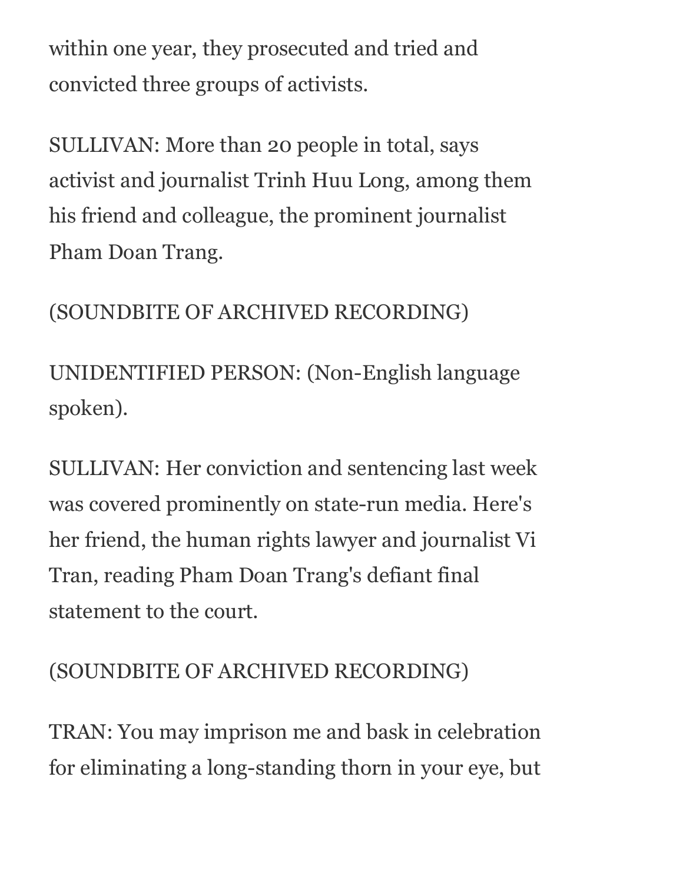within one year, they prosecuted and tried and convicted three groups of activists.

SULLIVAN: More than 20 people in total, says activist and journalist Trinh Huu Long, among them his friend and colleague, the prominent journalist Pham Doan Trang.

(SOUNDBITE OF ARCHIVED RECORDING)

UNIDENTIFIED PERSON: (Non-English language spoken).

SULLIVAN: Her conviction and sentencing last week was covered prominently on state-run media. Here's her friend, the human rights lawyer and journalist Vi Tran, reading Pham Doan Trang's defiant final statement to the court.

(SOUNDBITE OF ARCHIVED RECORDING)

TRAN: You may imprison me and bask in celebration for eliminating a long-standing thorn in your eye, but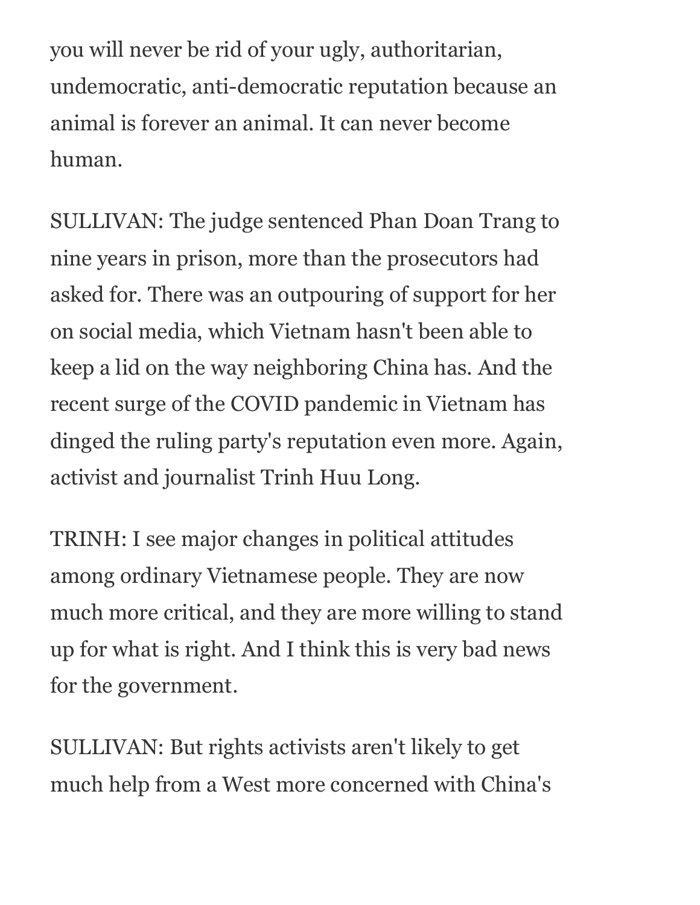you will never be rid of your ugly, authoritarian, undemocratic, anti-democratic reputation because an animal is forever an animal. It can never become human.

SULLIVAN: The judge sentenced Phan Doan Trang to nine years in prison, more than the prosecutors had asked for. There was an outpouring of support for her on social media, which Vietnam hasn't been able to keep a lid on the way neighboring China has. And the recent surge of the COVID pandemic in Vietnam has dinged the ruling party's reputation even more. Again, activist and journalist Trinh Huu Long.

TRINH: I see major changes in political attitudes among ordinary Vietnamese people. They are now much more critical, and they are more willing to stand up for what is right. And I think this is very bad news for the government.

SULLIVAN: But rights activists aren't likely to get much help from a West more concerned with China's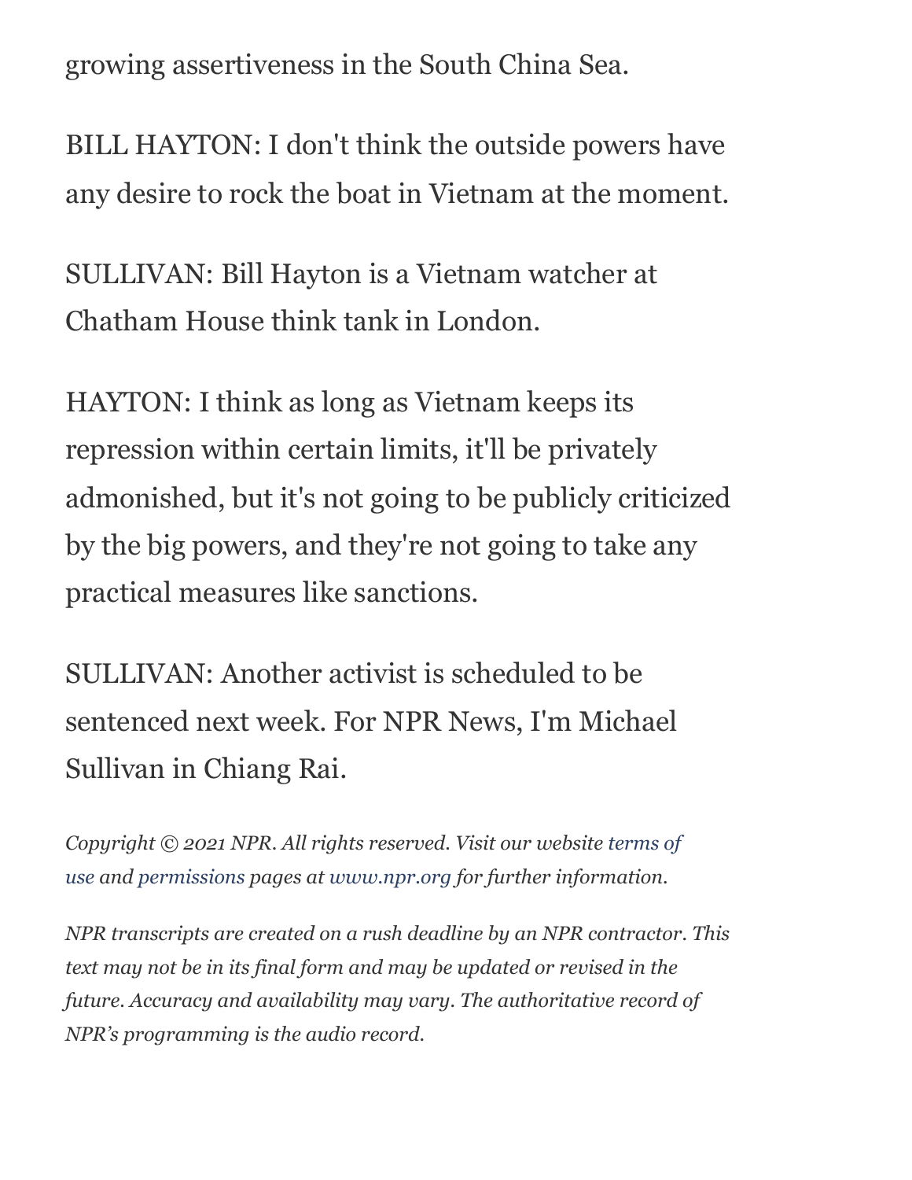growing assertiveness in the South China Sea.

BILL HAYTON: I don't think the outside powers have any desire to rock the boat in Vietnam at the moment.

SULLIVAN: Bill Hayton is a Vietnam watcher at Chatham House think tank in London.

HAYTON: I think as long as Vietnam keeps its repression within certain limits, it'll be privately admonished, but it's not going to be publicly criticized by the big powers, and they're not going to take any practical measures like sanctions.

SULLIVAN: Another activist is scheduled to be sentenced next week. For NPR News, I'm Michael Sullivan in Chiang Rai.

*Copyright © 2021 NPR. All rights reserved. Visit our website terms of use and permissions pages at www.npr.org for further information.*

*NPR transcripts are created on a rush deadline by an NPR contractor. This text may not be in its final form and may be updated or revised in the future. Accuracy and availability may vary. The authoritative record of NPR's programming is the audio record.*